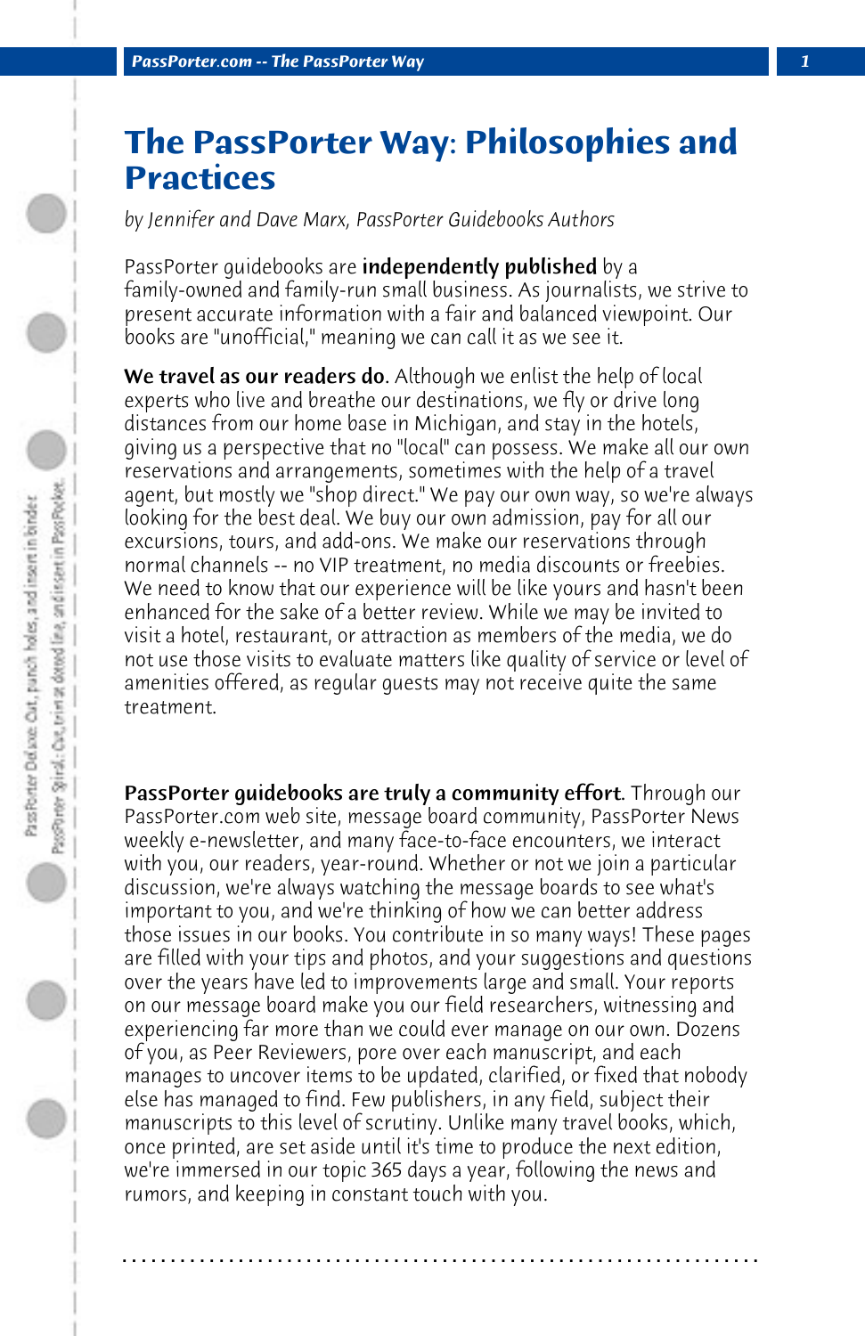# The PassPorter Way: Philosophies and Practices

*by Jennifer and Dave Marx, PassPorter Guidebooks Authors*

PassPorter guidebooks are **independently published** by a family-owned and family-run small business. As journalists, we strive to present accurate information with a fair and balanced viewpoint. Our books are "unofficial," meaning we can call it as we see it.

**We travel as our readers do**. Although we enlist the help of local experts who live and breathe our destinations, we fly or drive long distances from our home base in Michigan, and stay in the hotels, giving us a perspective that no "local" can possess. We make all our own reservations and arrangements, sometimes with the help of a travel agent, but mostly we "shop direct." We pay our own way, so we're always looking for the best deal. We buy our own admission, pay for all our excursions, tours, and add-ons. We make our reservations through normal channels -- no VIP treatment, no media discounts or freebies. We need to know that our experience will be like yours and hasn't been enhanced for the sake of a better review. While we may be invited to visit a hotel, restaurant, or attraction as members of the media, we do not use those visits to evaluate matters like quality of service or level of amenities offered, as regular guests may not receive quite the same treatment.

**PassPorter guidebooks are truly a community effort**. Through our PassPorter.com web site, message board community, PassPorter News weekly e-newsletter, and many face-to-face encounters, we interact with you, our readers, year-round. Whether or not we join a particular discussion, we're always watching the message boards to see what's important to you, and we're thinking of how we can better address those issues in our books. You contribute in so many ways! These pages are filled with your tips and photos, and your suggestions and questions over the years have led to improvements large and small. Your reports on our message board make you our field researchers, witnessing and experiencing far more than we could ever manage on our own. Dozens of you, as Peer Reviewers, pore over each manuscript, and each manages to uncover items to be updated, clarified, or fixed that nobody else has managed to find. Few publishers, in any field, subject their manuscripts to this level of scrutiny. Unlike many travel books, which, once printed, are set aside until it's time to produce the next edition, we're immersed in our topic 365 days a year, following the news and rumors, and keeping in constant touch with you.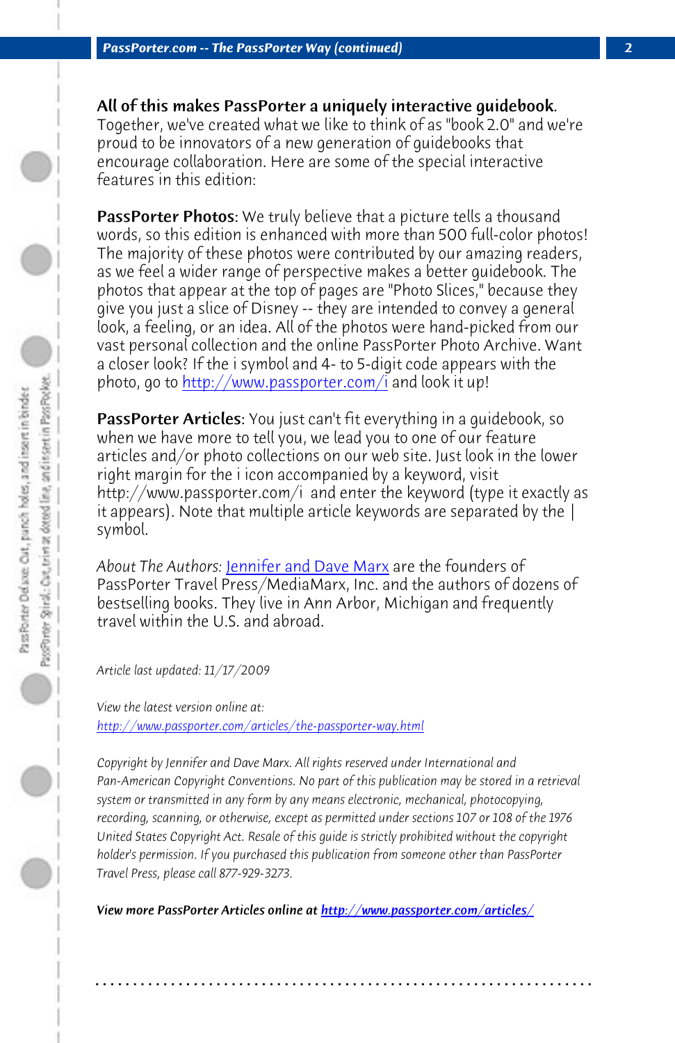**All of this makes PassPorter a uniquely interactive guidebook.** Together, we've created what we like to think of as "book 2.0" and we're proud to be innovators of a new generation of guidebooks that encourage collaboration. Here are some of the special interactive features in this edition:

**PassPorter Photos**: We truly believe that a picture tells a thousand words, so this edition is enhanced with more than 500 full-color photos! The majority of these photos were contributed by our amazing readers, as we feel a wider range of perspective makes a better guidebook. The photos that appear at the top of pages are "Photo Slices," because they give you just a slice of Disney -- they are intended to convey a general look, a feeling, or an idea. All of the photos were hand-picked from our vast personal collection and the online PassPorter Photo Archive. Want a closer look? If the i symbol and 4- to 5-digit code appears with the photo, go to http://www.passporter.com/i and look it up!

**PassPorter Articles**: You just can't fit everything in a guidebook, so when we have more to tell you, we lead you to one of our feature articles and/or photo collections on our web site. Just look in the lower right margin for the i icon accompanied by a keyword, visit http://www.passporter.com/i and enter the keyword (type it exactly as it appears). Note that multiple article keywords are separated by the | symbol.

*About The Authors:* Jennifer and Dave Marx are the founders of PassPorter Travel Press/MediaMarx, Inc. and the authors of dozens of bestselling books. They live in Ann Arbor, Michigan and frequently travel within the U.S. and abroad.

*Article last updated: 11/17/2009*

*View the latest version online at:*
*http://www.passporter.com/articles/the-passporter-way.html*

*Copyright by Jennifer and Dave Marx. All rights reserved under International and Pan-American Copyright Conventions. No part of this publication may be stored in a retrieval system or transmitted in any form by any means electronic, mechanical, photocopying, recording, scanning, or otherwise, except as permitted under sections 107 or 108 of the 1976 United States Copyright Act. Resale of this guide is strictly prohibited without the copyright holder's permission. If you purchased this publication from someone other than PassPorter Travel Press, please call 877-929-3273.*

***View more PassPorter Articles online at http://www.passporter.com/articles/***